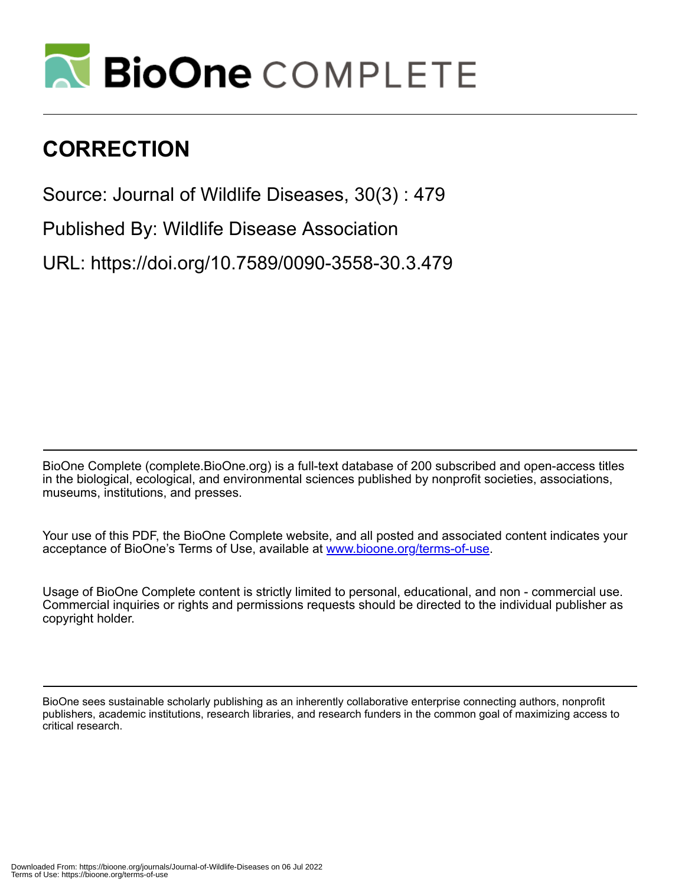# CORRECTION

Source: Journal of Wildlife Diseases, 30(3) : 479

Published By: Wildlife Disease Association

URL: https://doi.org/10.7589/0090-3558-30.3.479

BioOne Complete (complete.BioOne.org) is a full-text database of 200 subscribed and open-access titles in the biological, ecological, and environmental sciences published by nonprofit societies, associations, museums, institutions, and presses.

Your use of this PDF, the BioOne Complete website, and all posted and associated content indicates your acceptance of BioOne's Terms of Use, available at www.bioone.org/terms-of-use.

Usage of BioOne Complete content is strictly limited to personal, educational, and non - commercial use. Commercial inquiries or rights and permissions requests should be directed to the individual publisher as copyright holder.

BioOne sees sustainable scholarly publishing as an inherently collaborative enterprise connecting authors, nonprofit publishers, academic institutions, research libraries, and research funders in the common goal of maximizing access to critical research.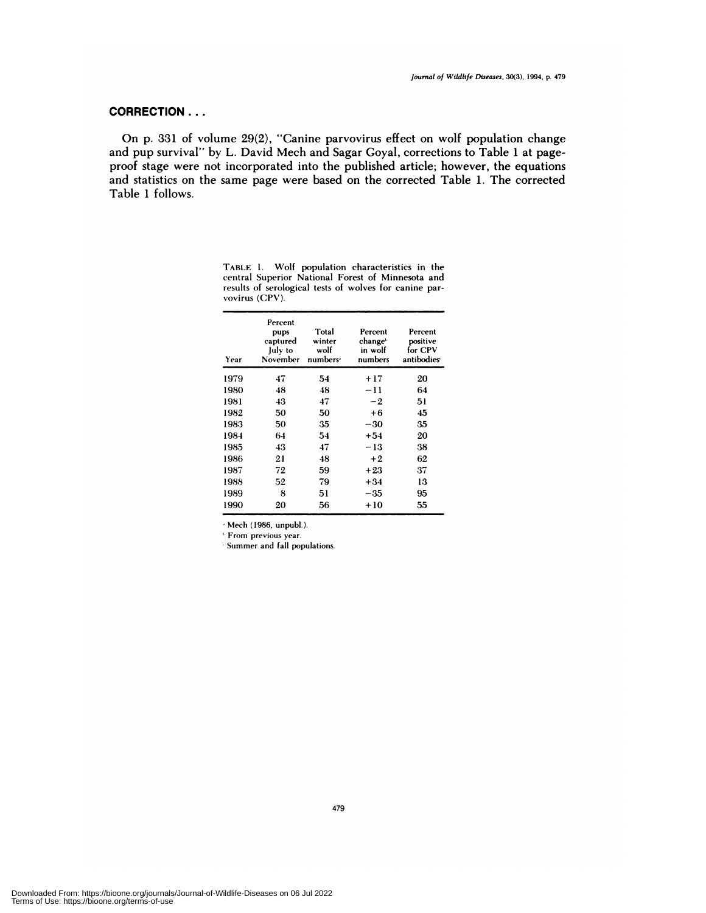## CORRECTION . . .

On p. 331 of volume 29(2), "Canine parvovirus effect on wolf population change and pup survival" by L. David Mech and Sagar Goyal, corrections to Table 1 at page-proof stage were not incorporated into the published article; however, the equations and statistics on the same page were based on the corrected Table 1. The corrected Table 1 follows.

TABLE 1. Wolf population characteristics in the central Superior National Forest of Minnesota and results of serological tests of wolves for canine parvovirus (CPV).

| Year | Percent pups captured July to November | Total winter wolf numbers[a] | Percent change[b] in wolf numbers | Percent positive for CPV antibodies[c] |
|---|---|---|---|---|
| 1979 | 47 | 54 | +17 | 20 |
| 1980 | 48 | 48 | −11 | 64 |
| 1981 | 43 | 47 | −2 | 51 |
| 1982 | 50 | 50 | +6 | 45 |
| 1983 | 50 | 35 | −30 | 35 |
| 1984 | 64 | 54 | +54 | 20 |
| 1985 | 43 | 47 | −13 | 38 |
| 1986 | 21 | 48 | +2 | 62 |
| 1987 | 72 | 59 | +23 | 37 |
| 1988 | 52 | 79 | +34 | 13 |
| 1989 | 8 | 51 | −35 | 95 |
| 1990 | 20 | 56 | +10 | 55 |

[a] Mech (1986, unpubl.).

[b] From previous year.

[c] Summer and fall populations.